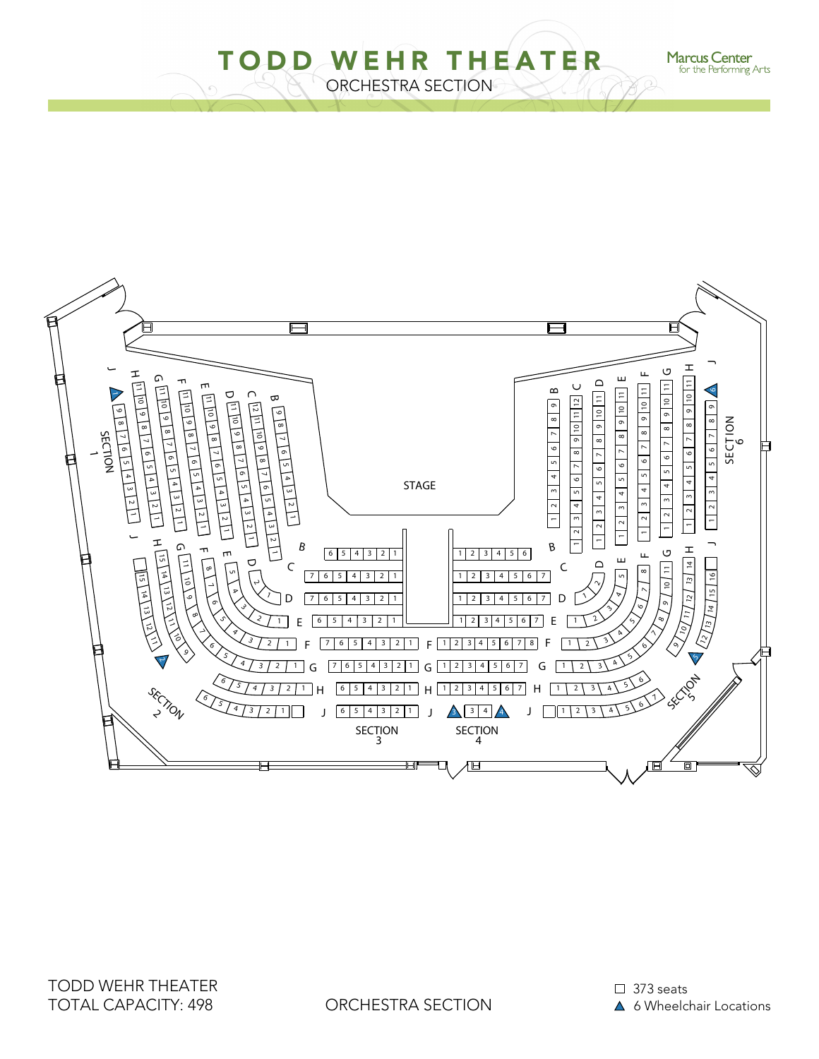# TODD WEHR THEATER

ORCHESTRA SECTION

Marcus Center for the Performing Arts

STAGE

SECTION 1

SECTION 2

SECTION 3

SECTION 4

SECTION 5

SECTION 6

TODD WEHR THEATER
TOTAL CAPACITY: 498

ORCHESTRA SECTION

□ 373 seats
▲ 6 Wheelchair Locations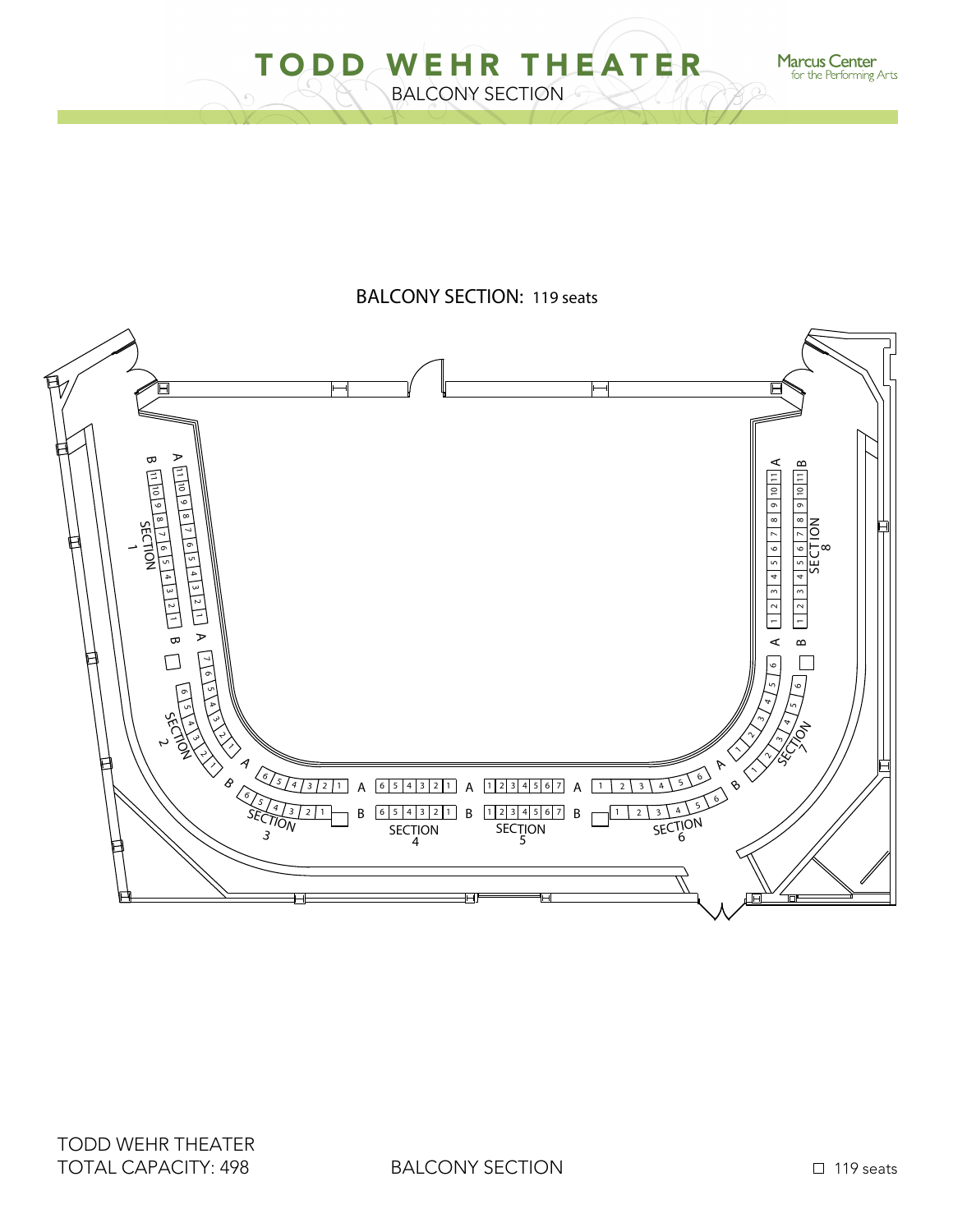# TODD WEHR THEATER

BALCONY SECTION

Marcus Center for the Performing Arts

BALCONY SECTION: 119 seats

SECTION 1

A 11 10 9 8 7 6 5 4 3 2 1 A

B 11 10 9 8 7 6 5 4 3 2 1 B

SECTION 2

A 7 6 5 4 3 2 1

B 6 5 4 3 2 1

SECTION 3

A 6 5 4 3 2 1

B 6 5 4 3 2 1

SECTION 4

A 6 5 4 3 2 1 A

B 6 5 4 3 2 1 B

SECTION 5

A 1 2 3 4 5 6 7 A

B 1 2 3 4 5 6 7 B

SECTION 6

A 1 2 3 4 5 6

B 1 2 3 4 5 6

SECTION 7

A 1 2 3 4 5 6

B 1 2 3 4 5 6

SECTION 8

A 1 2 3 4 5 6 7 8 9 10 11 A

B 1 2 3 4 5 6 7 8 9 10 11 B

TODD WEHR THEATER
TOTAL CAPACITY: 498

BALCONY SECTION

☐ 119 seats